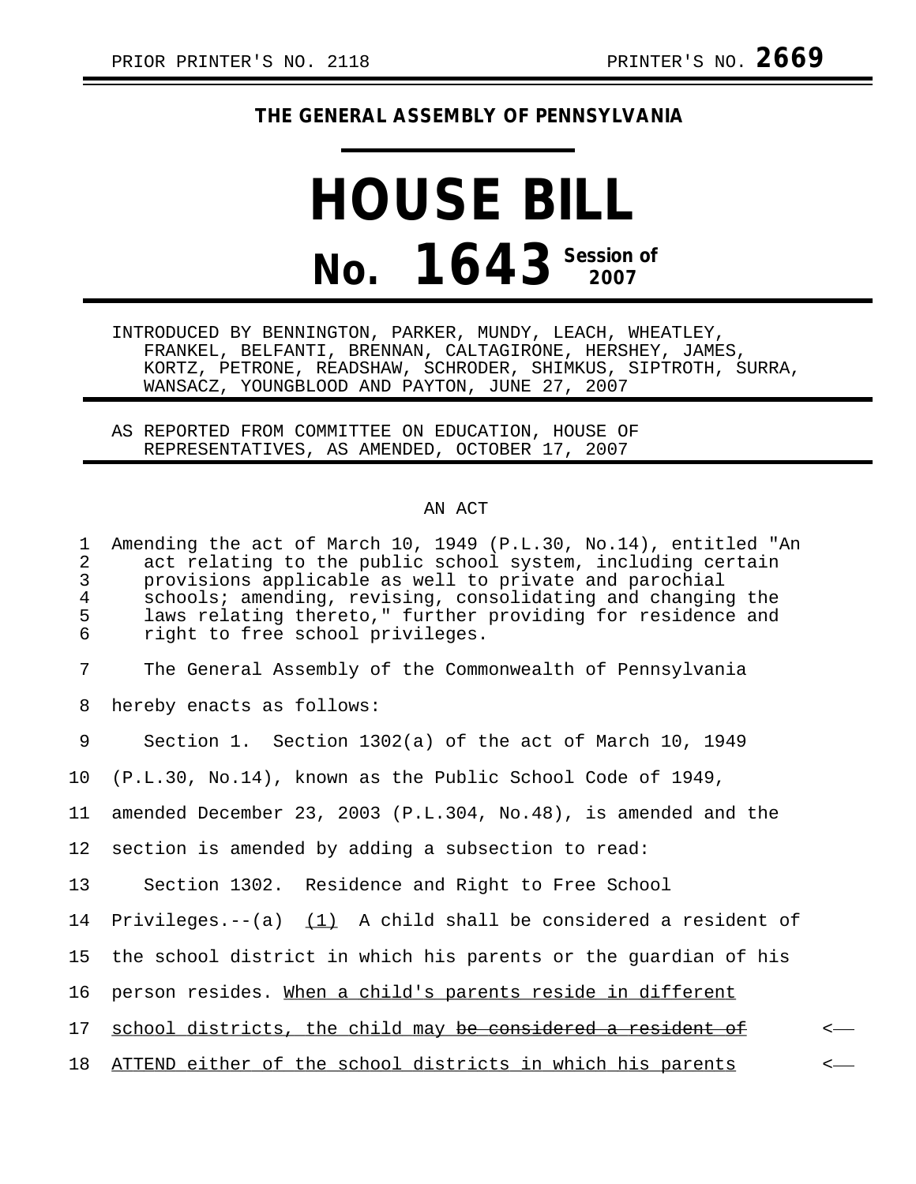PRIOR PRINTER'S NO. 2118 PRINTER'S NO. **2669**

**THE GENERAL ASSEMBLY OF PENNSYLVANIA**

# HOUSE BILL

## No. 1643 Session of 2007

INTRODUCED BY BENNINGTON, PARKER, MUNDY, LEACH, WHEATLEY, FRANKEL, BELFANTI, BRENNAN, CALTAGIRONE, HERSHEY, JAMES, KORTZ, PETRONE, READSHAW, SCHRODER, SHIMKUS, SIPTROTH, SURRA, WANSACZ, YOUNGBLOOD AND PAYTON, JUNE 27, 2007

AS REPORTED FROM COMMITTEE ON EDUCATION, HOUSE OF REPRESENTATIVES, AS AMENDED, OCTOBER 17, 2007

AN ACT

1 Amending the act of March 10, 1949 (P.L.30, No.14), entitled "An
2 act relating to the public school system, including certain
3 provisions applicable as well to private and parochial
4 schools; amending, revising, consolidating and changing the
5 laws relating thereto," further providing for residence and
6 right to free school privileges.

7 The General Assembly of the Commonwealth of Pennsylvania
8 hereby enacts as follows:

9 Section 1. Section 1302(a) of the act of March 10, 1949
10 (P.L.30, No.14), known as the Public School Code of 1949,
11 amended December 23, 2003 (P.L.304, No.48), is amended and the
12 section is amended by adding a subsection to read:

13 Section 1302. Residence and Right to Free School
14 Privileges.--(a) <u>(1)</u> A child shall be considered a resident of
15 the school district in which his parents or the guardian of his
16 person resides. <u>When a child's parents reside in different</u>
17 <u>school districts, the child may</u> ~~be considered a resident of~~ <—
18 <u>ATTEND either of the school districts in which his parents</u> <—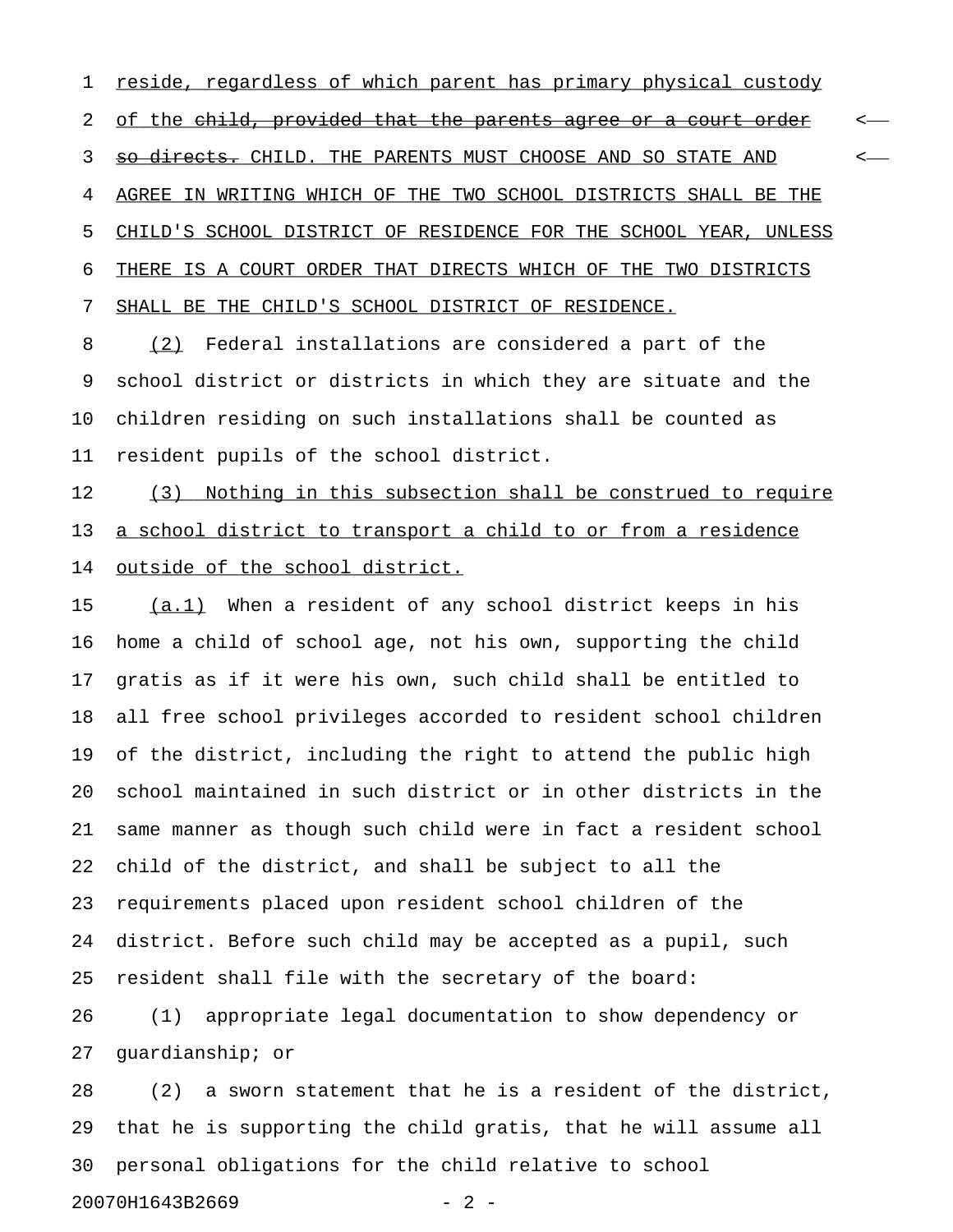reside, regardless of which parent has primary physical custody of the ~~child, provided that the parents agree or a court order so directs.~~ CHILD. THE PARENTS MUST CHOOSE AND SO STATE AND AGREE IN WRITING WHICH OF THE TWO SCHOOL DISTRICTS SHALL BE THE CHILD'S SCHOOL DISTRICT OF RESIDENCE FOR THE SCHOOL YEAR, UNLESS THERE IS A COURT ORDER THAT DIRECTS WHICH OF THE TWO DISTRICTS SHALL BE THE CHILD'S SCHOOL DISTRICT OF RESIDENCE.

(2) Federal installations are considered a part of the school district or districts in which they are situate and the children residing on such installations shall be counted as resident pupils of the school district.

(3) Nothing in this subsection shall be construed to require a school district to transport a child to or from a residence outside of the school district.

(a.1) When a resident of any school district keeps in his home a child of school age, not his own, supporting the child gratis as if it were his own, such child shall be entitled to all free school privileges accorded to resident school children of the district, including the right to attend the public high school maintained in such district or in other districts in the same manner as though such child were in fact a resident school child of the district, and shall be subject to all the requirements placed upon resident school children of the district. Before such child may be accepted as a pupil, such resident shall file with the secretary of the board:

(1) appropriate legal documentation to show dependency or guardianship; or

(2) a sworn statement that he is a resident of the district, that he is supporting the child gratis, that he will assume all personal obligations for the child relative to school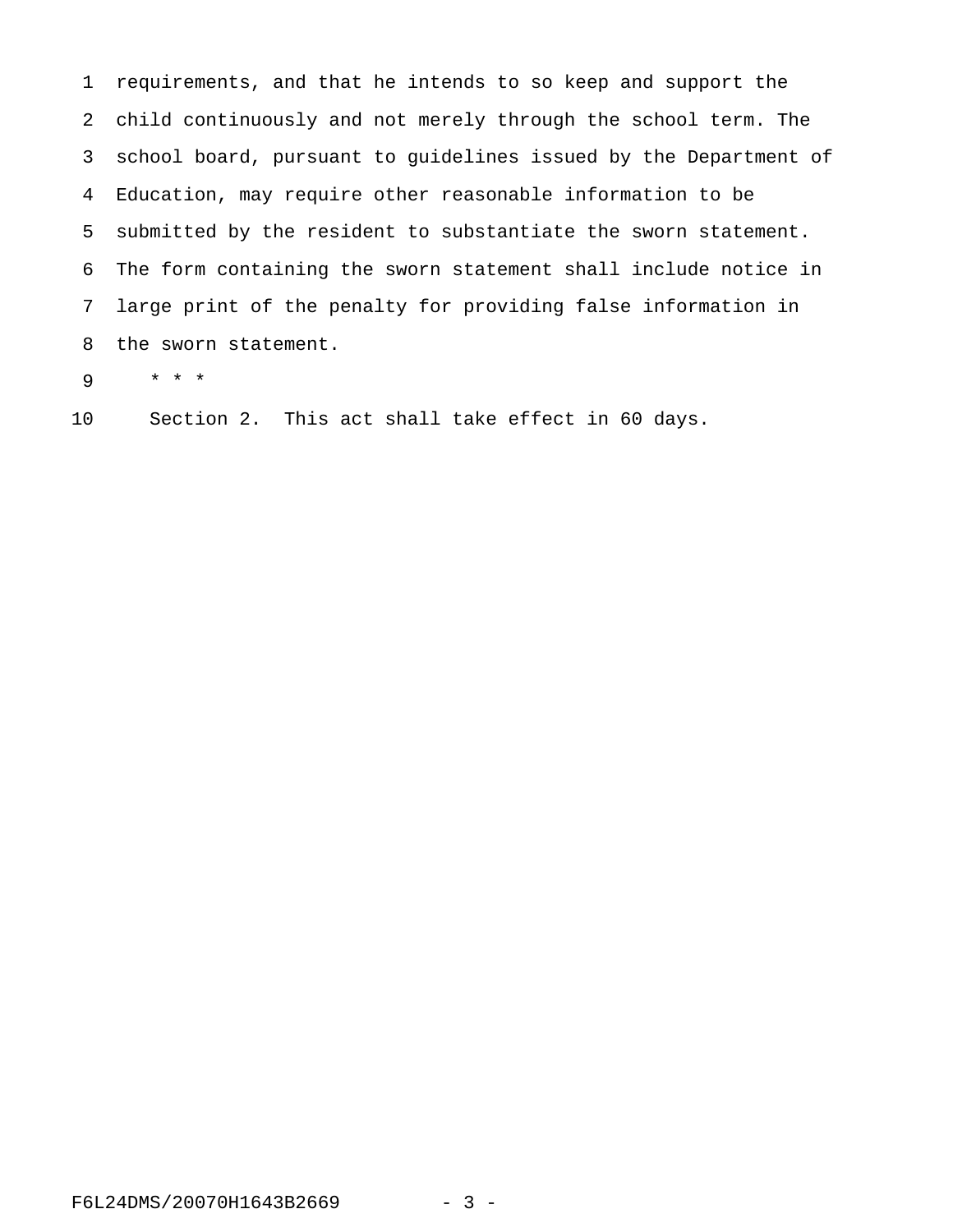requirements, and that he intends to so keep and support the child continuously and not merely through the school term. The school board, pursuant to guidelines issued by the Department of Education, may require other reasonable information to be submitted by the resident to substantiate the sworn statement. The form containing the sworn statement shall include notice in large print of the penalty for providing false information in the sworn statement.

* * *

Section 2. This act shall take effect in 60 days.